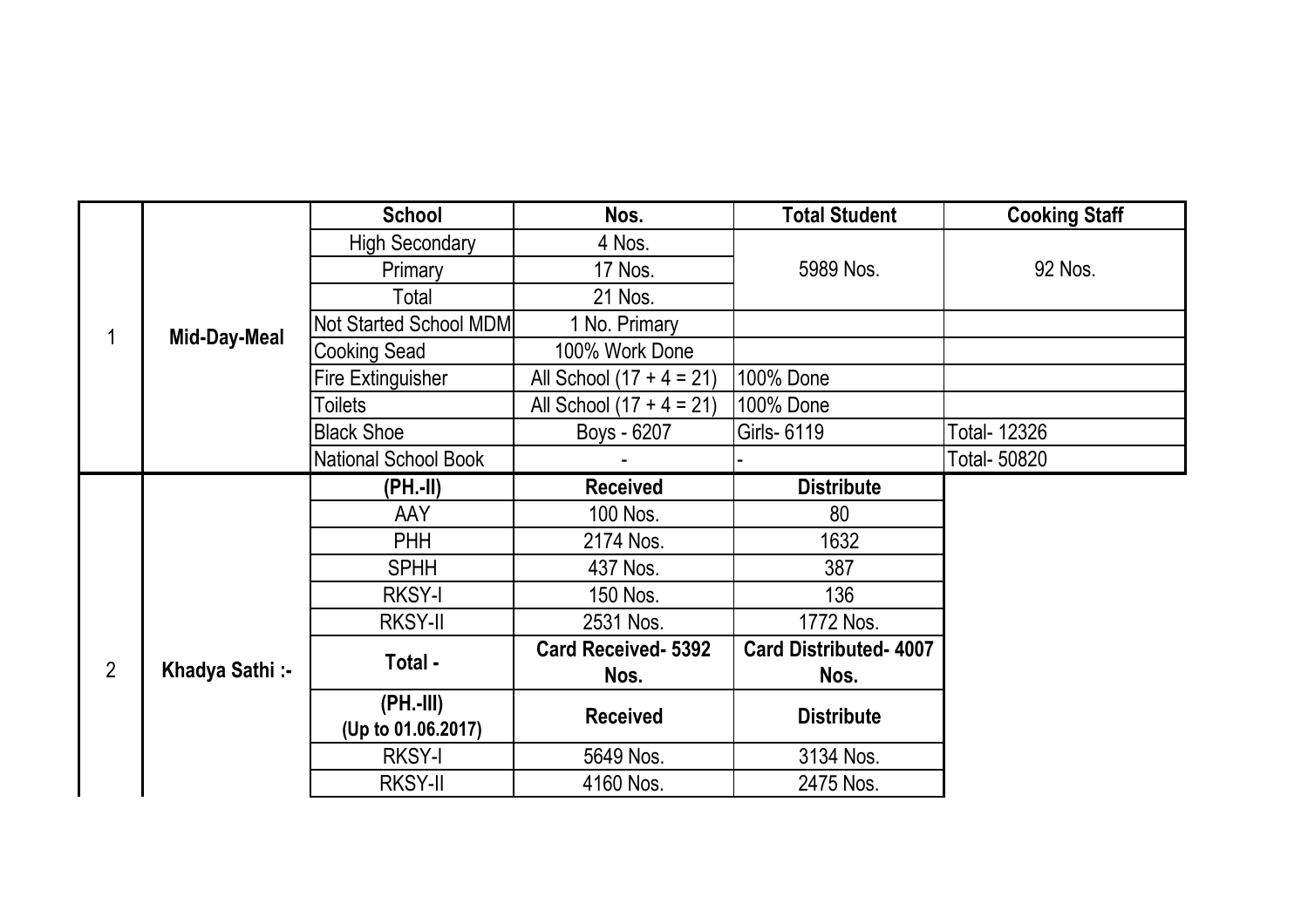| | | | | | |
|---|---|---|---|---|---|
| 1 | **Mid-Day-Meal** | **School** | **Nos.** | **Total Student** | **Cooking Staff** |
| | | High Secondary | 4 Nos. | 5989 Nos. | 92 Nos. |
| | | Primary | 17 Nos. | | |
| | | Total | 21 Nos. | | |
| | | Not Started School MDM | 1 No. Primary | | |
| | | Cooking Sead | 100% Work Done | | |
| | | Fire Extinguisher | All School (17 + 4 = 21) | 100% Done | |
| | | Toilets | All School (17 + 4 = 21) | 100% Done | |
| | | Black Shoe | Boys - 6207 | Girls- 6119 | Total- 12326 |
| | | National School Book | - | - | Total- 50820 |
| 2 | **Khadya Sathi :-** | **(PH.-II)** | **Received** | **Distribute** | |
| | | AAY | 100 Nos. | 80 | |
| | | PHH | 2174 Nos. | 1632 | |
| | | SPHH | 437 Nos. | 387 | |
| | | RKSY-I | 150 Nos. | 136 | |
| | | RKSY-II | 2531 Nos. | 1772 Nos. | |
| | | **Total -** | **Card Received- 5392 Nos.** | **Card Distributed- 4007 Nos.** | |
| | | **(PH.-III) (Up to 01.06.2017)** | **Received** | **Distribute** | |
| | | RKSY-I | 5649 Nos. | 3134 Nos. | |
| | | RKSY-II | 4160 Nos. | 2475 Nos. | |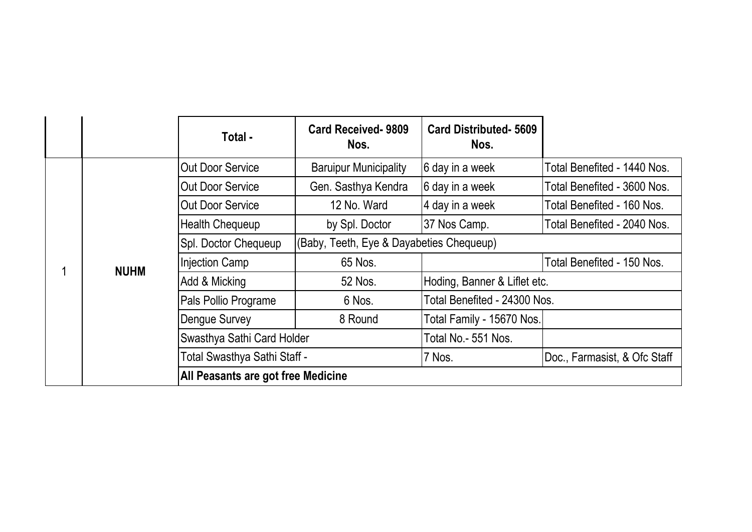| | | | | | |
|---|---|---|---|---|---|
| | | Total - | Card Received- 9809 Nos. | Card Distributed- 5609 Nos. | |
| 1 | NUHM | Out Door Service | Baruipur Municipality | 6 day in a week | Total Benefited - 1440 Nos. |
| | | Out Door Service | Gen. Sasthya Kendra | 6 day in a week | Total Benefited - 3600 Nos. |
| | | Out Door Service | 12 No. Ward | 4 day in a week | Total Benefited - 160 Nos. |
| | | Health Chequeup | by Spl. Doctor | 37 Nos Camp. | Total Benefited - 2040 Nos. |
| | | Spl. Doctor Chequeup | (Baby, Teeth, Eye & Dayabeties Chequeup) | | |
| | | Injection Camp | 65 Nos. | | Total Benefited - 150 Nos. |
| | | Add & Micking | 52 Nos. | Hoding, Banner & Liflet etc. | |
| | | Pals Pollio Programe | 6 Nos. | Total Benefited - 24300 Nos. | |
| | | Dengue Survey | 8 Round | Total Family - 15670 Nos. | |
| | | Swasthya Sathi Card Holder | | Total No.- 551 Nos. | |
| | | Total Swasthya Sathi Staff - | | 7 Nos. | Doc., Farmasist, & Ofc Staff |
| | | **All Peasants are got free Medicine** | | | |